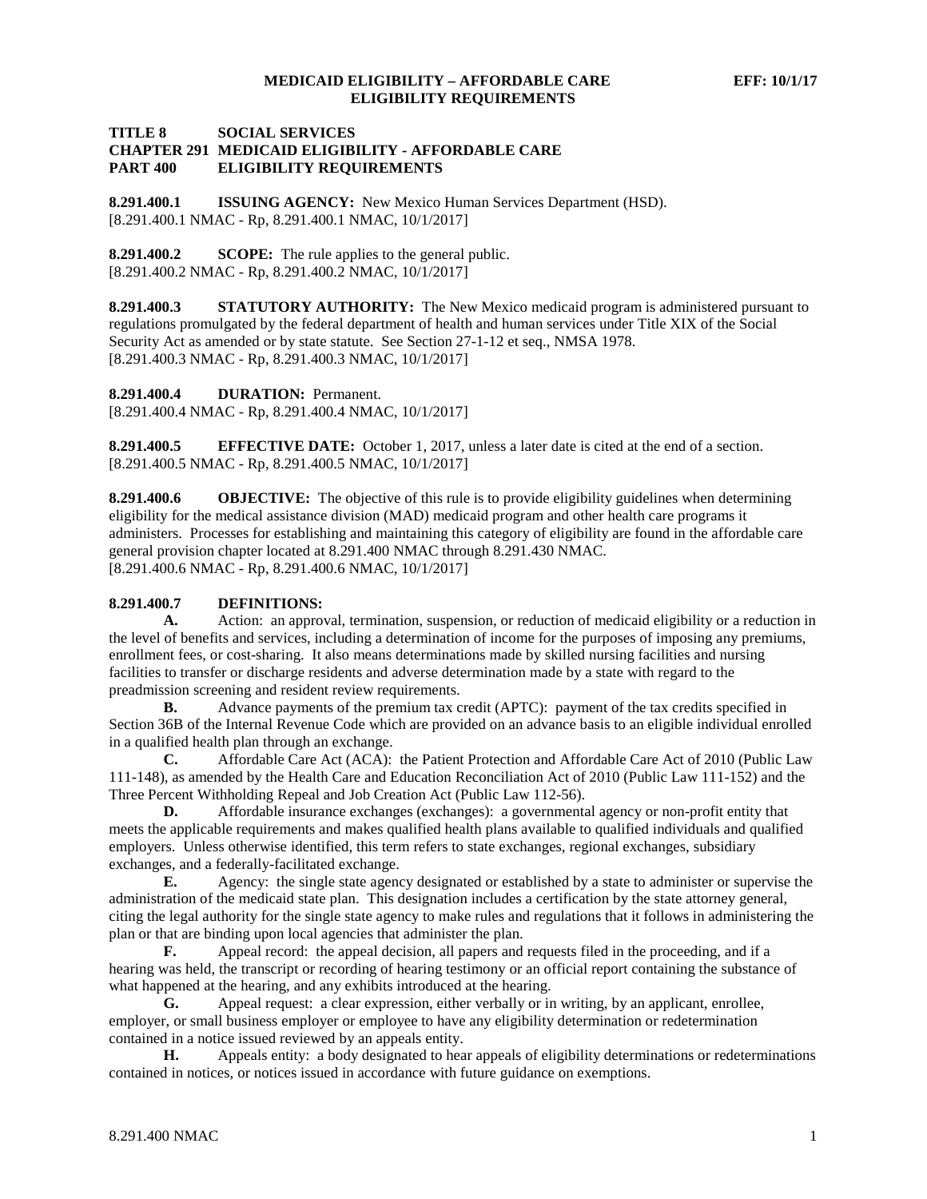**TITLE 8 SOCIAL SERVICES**
**CHAPTER 291 MEDICAID ELIGIBILITY - AFFORDABLE CARE**
**PART 400 ELIGIBILITY REQUIREMENTS**

**8.291.400.1 ISSUING AGENCY:** New Mexico Human Services Department (HSD).
[8.291.400.1 NMAC - Rp, 8.291.400.1 NMAC, 10/1/2017]

**8.291.400.2 SCOPE:** The rule applies to the general public.
[8.291.400.2 NMAC - Rp, 8.291.400.2 NMAC, 10/1/2017]

**8.291.400.3 STATUTORY AUTHORITY:** The New Mexico medicaid program is administered pursuant to regulations promulgated by the federal department of health and human services under Title XIX of the Social Security Act as amended or by state statute. See Section 27-1-12 et seq., NMSA 1978.
[8.291.400.3 NMAC - Rp, 8.291.400.3 NMAC, 10/1/2017]

**8.291.400.4 DURATION:** Permanent.
[8.291.400.4 NMAC - Rp, 8.291.400.4 NMAC, 10/1/2017]

**8.291.400.5 EFFECTIVE DATE:** October 1, 2017, unless a later date is cited at the end of a section.
[8.291.400.5 NMAC - Rp, 8.291.400.5 NMAC, 10/1/2017]

**8.291.400.6 OBJECTIVE:** The objective of this rule is to provide eligibility guidelines when determining eligibility for the medical assistance division (MAD) medicaid program and other health care programs it administers. Processes for establishing and maintaining this category of eligibility are found in the affordable care general provision chapter located at 8.291.400 NMAC through 8.291.430 NMAC.
[8.291.400.6 NMAC - Rp, 8.291.400.6 NMAC, 10/1/2017]

**8.291.400.7 DEFINITIONS:**

**A.** Action: an approval, termination, suspension, or reduction of medicaid eligibility or a reduction in the level of benefits and services, including a determination of income for the purposes of imposing any premiums, enrollment fees, or cost-sharing. It also means determinations made by skilled nursing facilities and nursing facilities to transfer or discharge residents and adverse determination made by a state with regard to the preadmission screening and resident review requirements.

**B.** Advance payments of the premium tax credit (APTC): payment of the tax credits specified in Section 36B of the Internal Revenue Code which are provided on an advance basis to an eligible individual enrolled in a qualified health plan through an exchange.

**C.** Affordable Care Act (ACA): the Patient Protection and Affordable Care Act of 2010 (Public Law 111-148), as amended by the Health Care and Education Reconciliation Act of 2010 (Public Law 111-152) and the Three Percent Withholding Repeal and Job Creation Act (Public Law 112-56).

**D.** Affordable insurance exchanges (exchanges): a governmental agency or non-profit entity that meets the applicable requirements and makes qualified health plans available to qualified individuals and qualified employers. Unless otherwise identified, this term refers to state exchanges, regional exchanges, subsidiary exchanges, and a federally-facilitated exchange.

**E.** Agency: the single state agency designated or established by a state to administer or supervise the administration of the medicaid state plan. This designation includes a certification by the state attorney general, citing the legal authority for the single state agency to make rules and regulations that it follows in administering the plan or that are binding upon local agencies that administer the plan.

**F.** Appeal record: the appeal decision, all papers and requests filed in the proceeding, and if a hearing was held, the transcript or recording of hearing testimony or an official report containing the substance of what happened at the hearing, and any exhibits introduced at the hearing.

**G.** Appeal request: a clear expression, either verbally or in writing, by an applicant, enrollee, employer, or small business employer or employee to have any eligibility determination or redetermination contained in a notice issued reviewed by an appeals entity.

**H.** Appeals entity: a body designated to hear appeals of eligibility determinations or redeterminations contained in notices, or notices issued in accordance with future guidance on exemptions.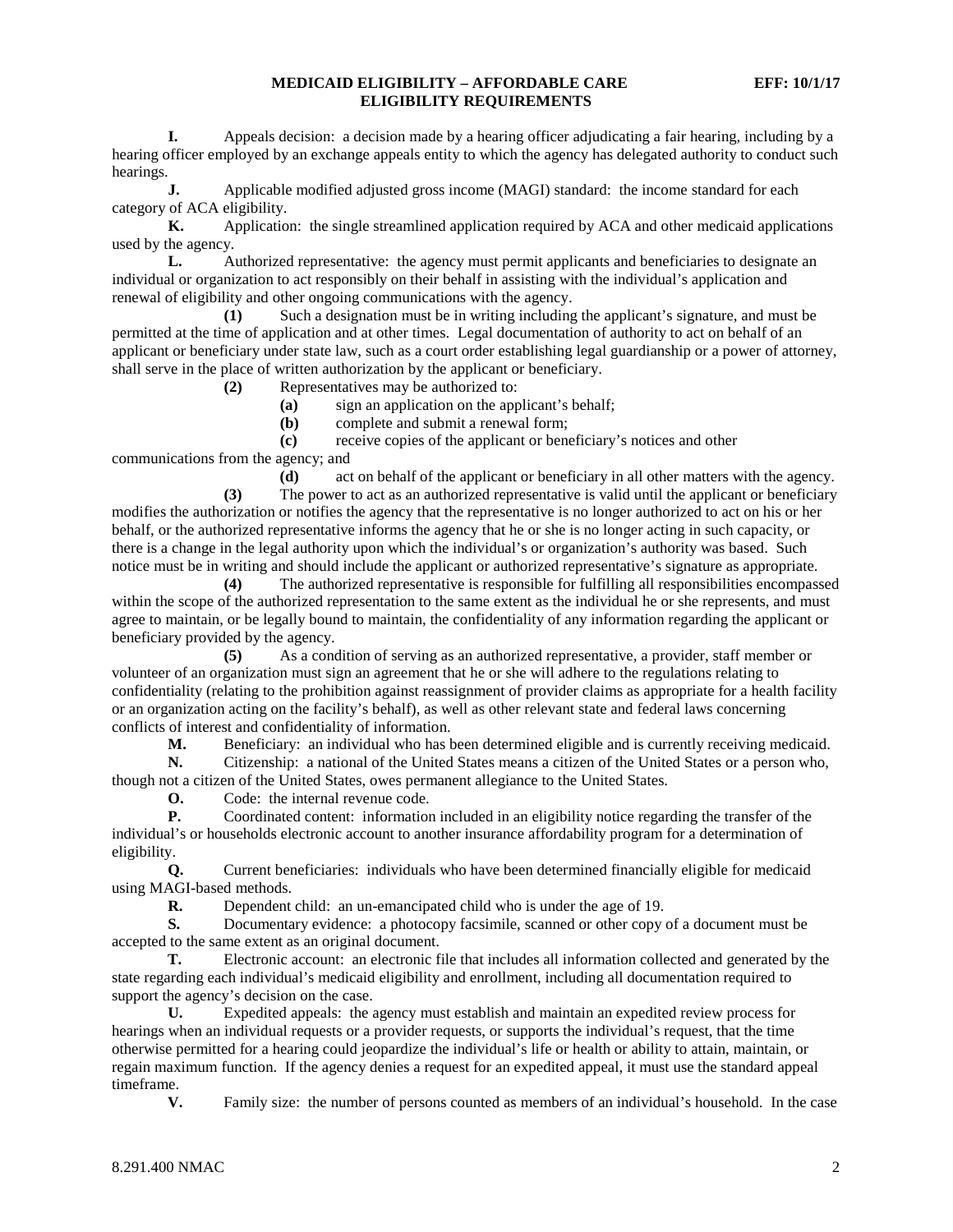**I.** Appeals decision: a decision made by a hearing officer adjudicating a fair hearing, including by a hearing officer employed by an exchange appeals entity to which the agency has delegated authority to conduct such hearings.

**J.** Applicable modified adjusted gross income (MAGI) standard: the income standard for each category of ACA eligibility.

**K.** Application: the single streamlined application required by ACA and other medicaid applications used by the agency.

**L.** Authorized representative: the agency must permit applicants and beneficiaries to designate an individual or organization to act responsibly on their behalf in assisting with the individual's application and renewal of eligibility and other ongoing communications with the agency.

**(1)** Such a designation must be in writing including the applicant's signature, and must be permitted at the time of application and at other times. Legal documentation of authority to act on behalf of an applicant or beneficiary under state law, such as a court order establishing legal guardianship or a power of attorney, shall serve in the place of written authorization by the applicant or beneficiary.

**(2)** Representatives may be authorized to:

**(a)** sign an application on the applicant's behalf;

**(b)** complete and submit a renewal form;

**(c)** receive copies of the applicant or beneficiary's notices and other communications from the agency; and

**(d)** act on behalf of the applicant or beneficiary in all other matters with the agency.

**(3)** The power to act as an authorized representative is valid until the applicant or beneficiary modifies the authorization or notifies the agency that the representative is no longer authorized to act on his or her behalf, or the authorized representative informs the agency that he or she is no longer acting in such capacity, or there is a change in the legal authority upon which the individual's or organization's authority was based. Such notice must be in writing and should include the applicant or authorized representative's signature as appropriate.

**(4)** The authorized representative is responsible for fulfilling all responsibilities encompassed within the scope of the authorized representation to the same extent as the individual he or she represents, and must agree to maintain, or be legally bound to maintain, the confidentiality of any information regarding the applicant or beneficiary provided by the agency.

**(5)** As a condition of serving as an authorized representative, a provider, staff member or volunteer of an organization must sign an agreement that he or she will adhere to the regulations relating to confidentiality (relating to the prohibition against reassignment of provider claims as appropriate for a health facility or an organization acting on the facility's behalf), as well as other relevant state and federal laws concerning conflicts of interest and confidentiality of information.

**M.** Beneficiary: an individual who has been determined eligible and is currently receiving medicaid.

**N.** Citizenship: a national of the United States means a citizen of the United States or a person who, though not a citizen of the United States, owes permanent allegiance to the United States.

**O.** Code: the internal revenue code.

**P.** Coordinated content: information included in an eligibility notice regarding the transfer of the individual's or households electronic account to another insurance affordability program for a determination of eligibility.

**Q.** Current beneficiaries: individuals who have been determined financially eligible for medicaid using MAGI-based methods.

**R.** Dependent child: an un-emancipated child who is under the age of 19.

**S.** Documentary evidence: a photocopy facsimile, scanned or other copy of a document must be accepted to the same extent as an original document.

**T.** Electronic account: an electronic file that includes all information collected and generated by the state regarding each individual's medicaid eligibility and enrollment, including all documentation required to support the agency's decision on the case.

**U.** Expedited appeals: the agency must establish and maintain an expedited review process for hearings when an individual requests or a provider requests, or supports the individual's request, that the time otherwise permitted for a hearing could jeopardize the individual's life or health or ability to attain, maintain, or regain maximum function. If the agency denies a request for an expedited appeal, it must use the standard appeal timeframe.

**V.** Family size: the number of persons counted as members of an individual's household. In the case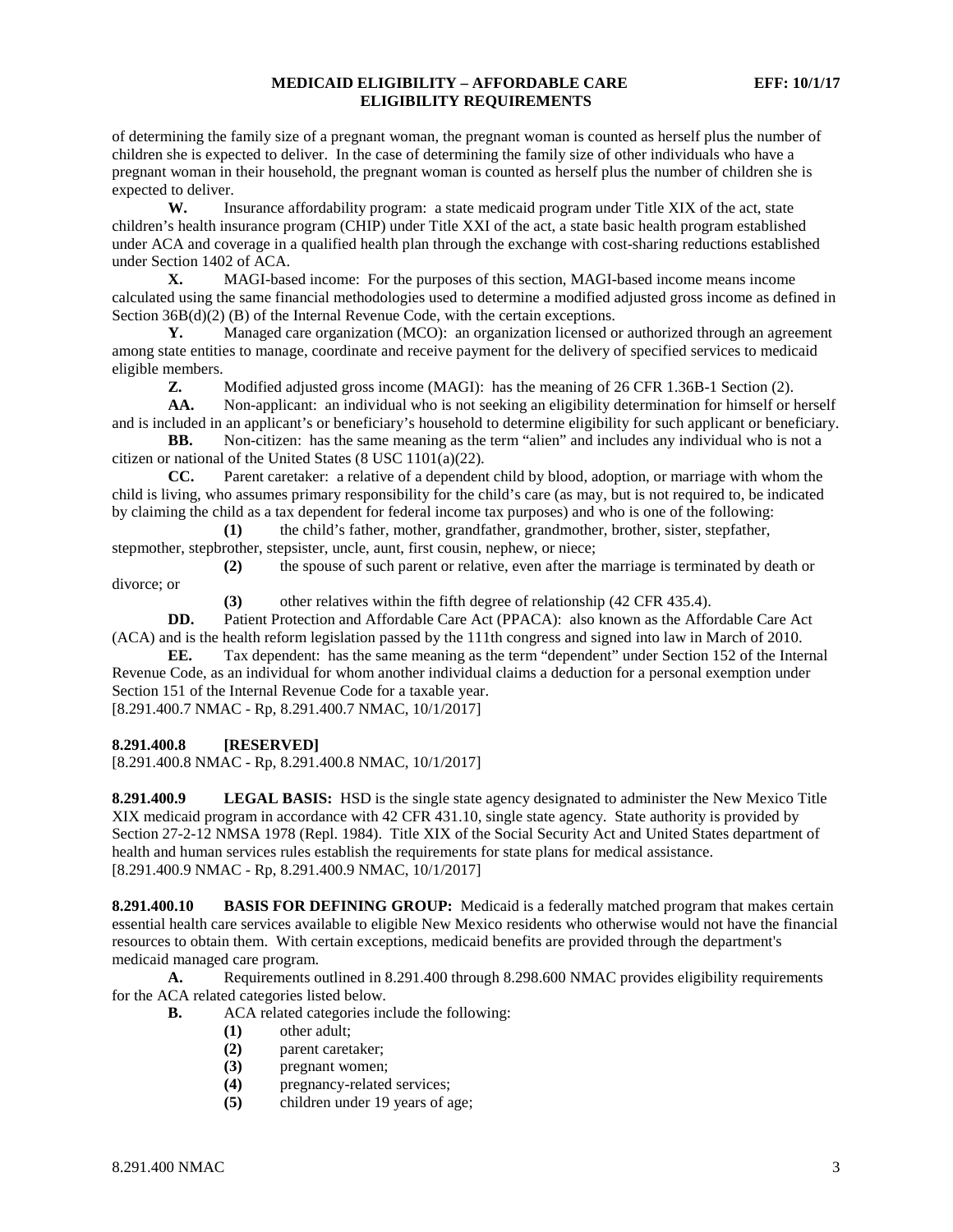of determining the family size of a pregnant woman, the pregnant woman is counted as herself plus the number of children she is expected to deliver. In the case of determining the family size of other individuals who have a pregnant woman in their household, the pregnant woman is counted as herself plus the number of children she is expected to deliver.

**W.** Insurance affordability program: a state medicaid program under Title XIX of the act, state children's health insurance program (CHIP) under Title XXI of the act, a state basic health program established under ACA and coverage in a qualified health plan through the exchange with cost-sharing reductions established under Section 1402 of ACA.

**X.** MAGI-based income: For the purposes of this section, MAGI-based income means income calculated using the same financial methodologies used to determine a modified adjusted gross income as defined in Section 36B(d)(2) (B) of the Internal Revenue Code, with the certain exceptions.

**Y.** Managed care organization (MCO): an organization licensed or authorized through an agreement among state entities to manage, coordinate and receive payment for the delivery of specified services to medicaid eligible members.

**Z.** Modified adjusted gross income (MAGI): has the meaning of 26 CFR 1.36B-1 Section (2).

**AA.** Non-applicant: an individual who is not seeking an eligibility determination for himself or herself and is included in an applicant's or beneficiary's household to determine eligibility for such applicant or beneficiary.

**BB.** Non-citizen: has the same meaning as the term "alien" and includes any individual who is not a citizen or national of the United States (8 USC 1101(a)(22).

**CC.** Parent caretaker: a relative of a dependent child by blood, adoption, or marriage with whom the child is living, who assumes primary responsibility for the child's care (as may, but is not required to, be indicated by claiming the child as a tax dependent for federal income tax purposes) and who is one of the following:

**(1)** the child's father, mother, grandfather, grandmother, brother, sister, stepfather, stepmother, stepbrother, stepsister, uncle, aunt, first cousin, nephew, or niece;

**(2)** the spouse of such parent or relative, even after the marriage is terminated by death or divorce; or

**(3)** other relatives within the fifth degree of relationship (42 CFR 435.4).

**DD.** Patient Protection and Affordable Care Act (PPACA): also known as the Affordable Care Act (ACA) and is the health reform legislation passed by the 111th congress and signed into law in March of 2010.

**EE.** Tax dependent: has the same meaning as the term "dependent" under Section 152 of the Internal Revenue Code, as an individual for whom another individual claims a deduction for a personal exemption under Section 151 of the Internal Revenue Code for a taxable year.

[8.291.400.7 NMAC - Rp, 8.291.400.7 NMAC, 10/1/2017]

**8.291.400.8 [RESERVED]**

[8.291.400.8 NMAC - Rp, 8.291.400.8 NMAC, 10/1/2017]

**8.291.400.9 LEGAL BASIS:** HSD is the single state agency designated to administer the New Mexico Title XIX medicaid program in accordance with 42 CFR 431.10, single state agency. State authority is provided by Section 27-2-12 NMSA 1978 (Repl. 1984). Title XIX of the Social Security Act and United States department of health and human services rules establish the requirements for state plans for medical assistance.

[8.291.400.9 NMAC - Rp, 8.291.400.9 NMAC, 10/1/2017]

**8.291.400.10 BASIS FOR DEFINING GROUP:** Medicaid is a federally matched program that makes certain essential health care services available to eligible New Mexico residents who otherwise would not have the financial resources to obtain them. With certain exceptions, medicaid benefits are provided through the department's medicaid managed care program.

**A.** Requirements outlined in 8.291.400 through 8.298.600 NMAC provides eligibility requirements for the ACA related categories listed below.

**B.** ACA related categories include the following:

**(1)** other adult;

**(2)** parent caretaker;

**(3)** pregnant women;

**(4)** pregnancy-related services;

**(5)** children under 19 years of age;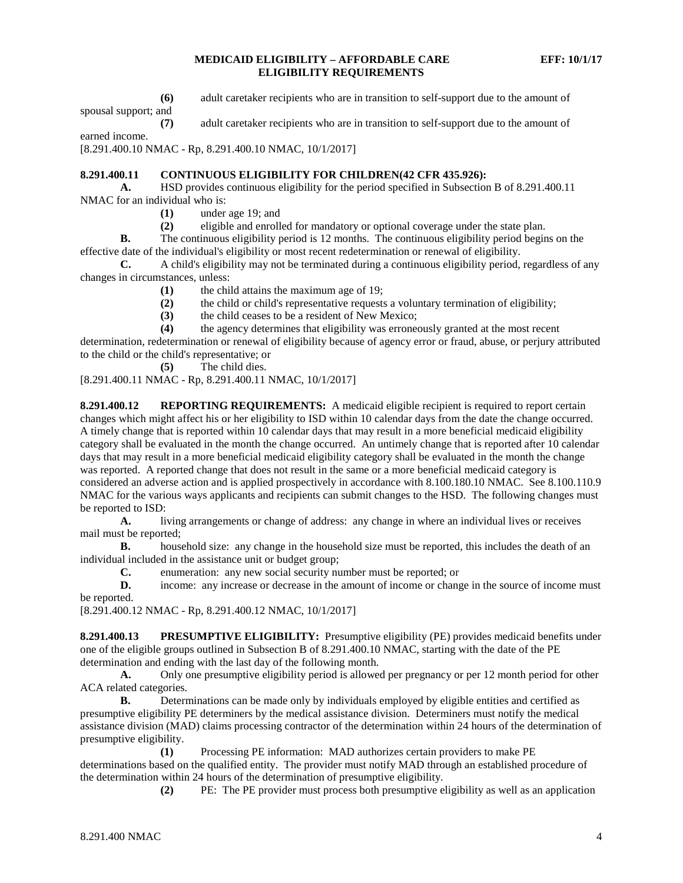**(6)** adult caretaker recipients who are in transition to self-support due to the amount of spousal support; and

**(7)** adult caretaker recipients who are in transition to self-support due to the amount of earned income.

[8.291.400.10 NMAC - Rp, 8.291.400.10 NMAC, 10/1/2017]

**8.291.400.11 CONTINUOUS ELIGIBILITY FOR CHILDREN(42 CFR 435.926):**

**A.** HSD provides continuous eligibility for the period specified in Subsection B of 8.291.400.11 NMAC for an individual who is:

**(1)** under age 19; and

**(2)** eligible and enrolled for mandatory or optional coverage under the state plan.

**B.** The continuous eligibility period is 12 months. The continuous eligibility period begins on the effective date of the individual's eligibility or most recent redetermination or renewal of eligibility.

**C.** A child's eligibility may not be terminated during a continuous eligibility period, regardless of any changes in circumstances, unless:

**(1)** the child attains the maximum age of 19;

**(2)** the child or child's representative requests a voluntary termination of eligibility;

**(3)** the child ceases to be a resident of New Mexico;

**(4)** the agency determines that eligibility was erroneously granted at the most recent determination, redetermination or renewal of eligibility because of agency error or fraud, abuse, or perjury attributed to the child or the child's representative; or

**(5)** The child dies.

[8.291.400.11 NMAC - Rp, 8.291.400.11 NMAC, 10/1/2017]

**8.291.400.12 REPORTING REQUIREMENTS:** A medicaid eligible recipient is required to report certain changes which might affect his or her eligibility to ISD within 10 calendar days from the date the change occurred. A timely change that is reported within 10 calendar days that may result in a more beneficial medicaid eligibility category shall be evaluated in the month the change occurred. An untimely change that is reported after 10 calendar days that may result in a more beneficial medicaid eligibility category shall be evaluated in the month the change was reported. A reported change that does not result in the same or a more beneficial medicaid category is considered an adverse action and is applied prospectively in accordance with 8.100.180.10 NMAC. See 8.100.110.9 NMAC for the various ways applicants and recipients can submit changes to the HSD. The following changes must be reported to ISD:

**A.** living arrangements or change of address: any change in where an individual lives or receives mail must be reported;

**B.** household size: any change in the household size must be reported, this includes the death of an individual included in the assistance unit or budget group;

**C.** enumeration: any new social security number must be reported; or

**D.** income: any increase or decrease in the amount of income or change in the source of income must be reported.

[8.291.400.12 NMAC - Rp, 8.291.400.12 NMAC, 10/1/2017]

**8.291.400.13 PRESUMPTIVE ELIGIBILITY:** Presumptive eligibility (PE) provides medicaid benefits under one of the eligible groups outlined in Subsection B of 8.291.400.10 NMAC, starting with the date of the PE determination and ending with the last day of the following month.

**A.** Only one presumptive eligibility period is allowed per pregnancy or per 12 month period for other ACA related categories.

**B.** Determinations can be made only by individuals employed by eligible entities and certified as presumptive eligibility PE determiners by the medical assistance division. Determiners must notify the medical assistance division (MAD) claims processing contractor of the determination within 24 hours of the determination of presumptive eligibility.

**(1)** Processing PE information: MAD authorizes certain providers to make PE determinations based on the qualified entity. The provider must notify MAD through an established procedure of the determination within 24 hours of the determination of presumptive eligibility.

**(2)** PE: The PE provider must process both presumptive eligibility as well as an application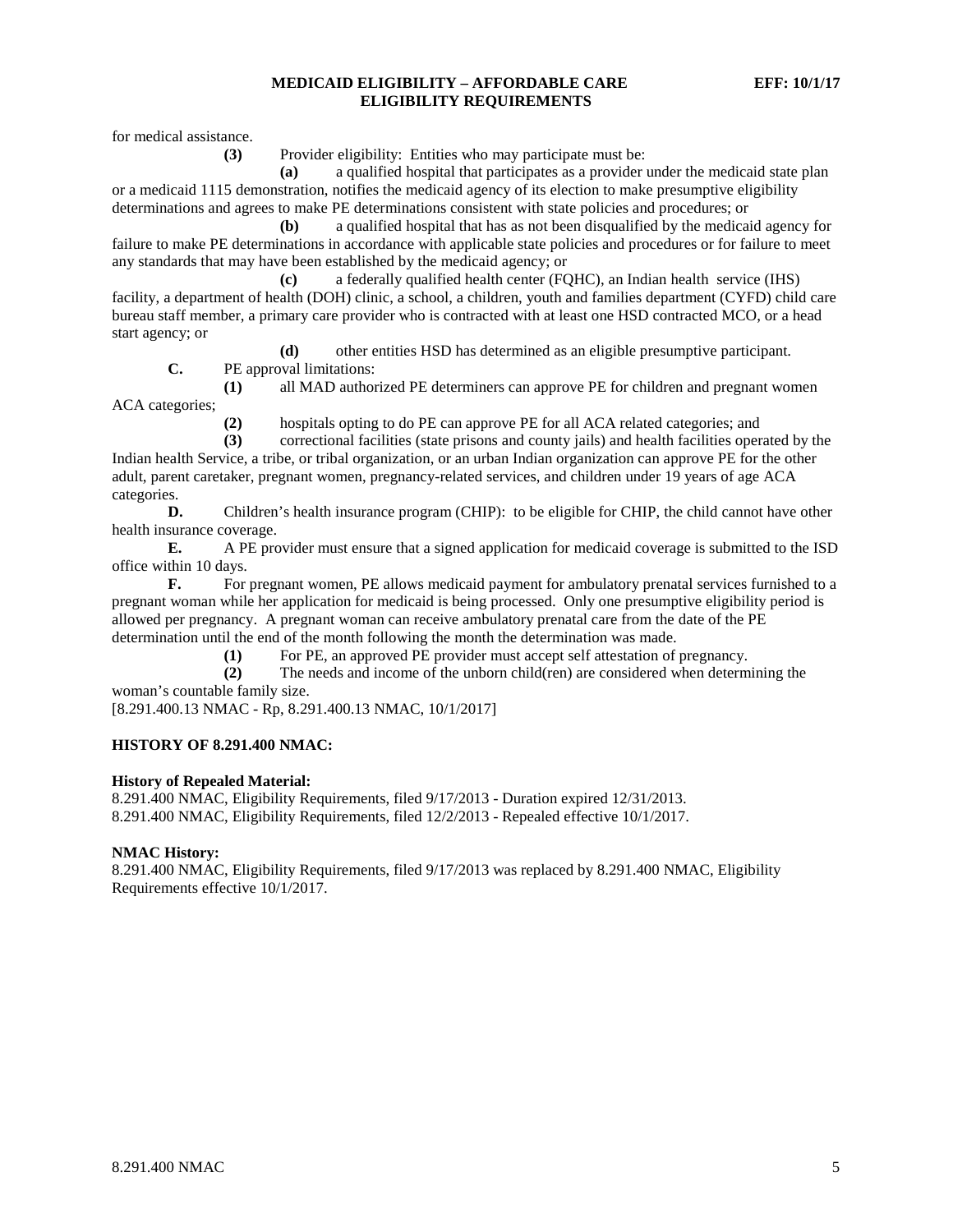for medical assistance.

**(3)** Provider eligibility: Entities who may participate must be:

**(a)** a qualified hospital that participates as a provider under the medicaid state plan or a medicaid 1115 demonstration, notifies the medicaid agency of its election to make presumptive eligibility determinations and agrees to make PE determinations consistent with state policies and procedures; or

**(b)** a qualified hospital that has as not been disqualified by the medicaid agency for failure to make PE determinations in accordance with applicable state policies and procedures or for failure to meet any standards that may have been established by the medicaid agency; or

**(c)** a federally qualified health center (FQHC), an Indian health service (IHS) facility, a department of health (DOH) clinic, a school, a children, youth and families department (CYFD) child care bureau staff member, a primary care provider who is contracted with at least one HSD contracted MCO, or a head start agency; or

**(d)** other entities HSD has determined as an eligible presumptive participant.

**C.** PE approval limitations:

**(1)** all MAD authorized PE determiners can approve PE for children and pregnant women ACA categories;

**(2)** hospitals opting to do PE can approve PE for all ACA related categories; and

**(3)** correctional facilities (state prisons and county jails) and health facilities operated by the Indian health Service, a tribe, or tribal organization, or an urban Indian organization can approve PE for the other adult, parent caretaker, pregnant women, pregnancy-related services, and children under 19 years of age ACA categories.

**D.** Children's health insurance program (CHIP): to be eligible for CHIP, the child cannot have other health insurance coverage.

**E.** A PE provider must ensure that a signed application for medicaid coverage is submitted to the ISD office within 10 days.

**F.** For pregnant women, PE allows medicaid payment for ambulatory prenatal services furnished to a pregnant woman while her application for medicaid is being processed. Only one presumptive eligibility period is allowed per pregnancy. A pregnant woman can receive ambulatory prenatal care from the date of the PE determination until the end of the month following the month the determination was made.

**(1)** For PE, an approved PE provider must accept self attestation of pregnancy.

**(2)** The needs and income of the unborn child(ren) are considered when determining the woman's countable family size.

[8.291.400.13 NMAC - Rp, 8.291.400.13 NMAC, 10/1/2017]

**HISTORY OF 8.291.400 NMAC:**

**History of Repealed Material:**

8.291.400 NMAC, Eligibility Requirements, filed 9/17/2013 - Duration expired 12/31/2013.
8.291.400 NMAC, Eligibility Requirements, filed 12/2/2013 - Repealed effective 10/1/2017.

**NMAC History:**

8.291.400 NMAC, Eligibility Requirements, filed 9/17/2013 was replaced by 8.291.400 NMAC, Eligibility Requirements effective 10/1/2017.